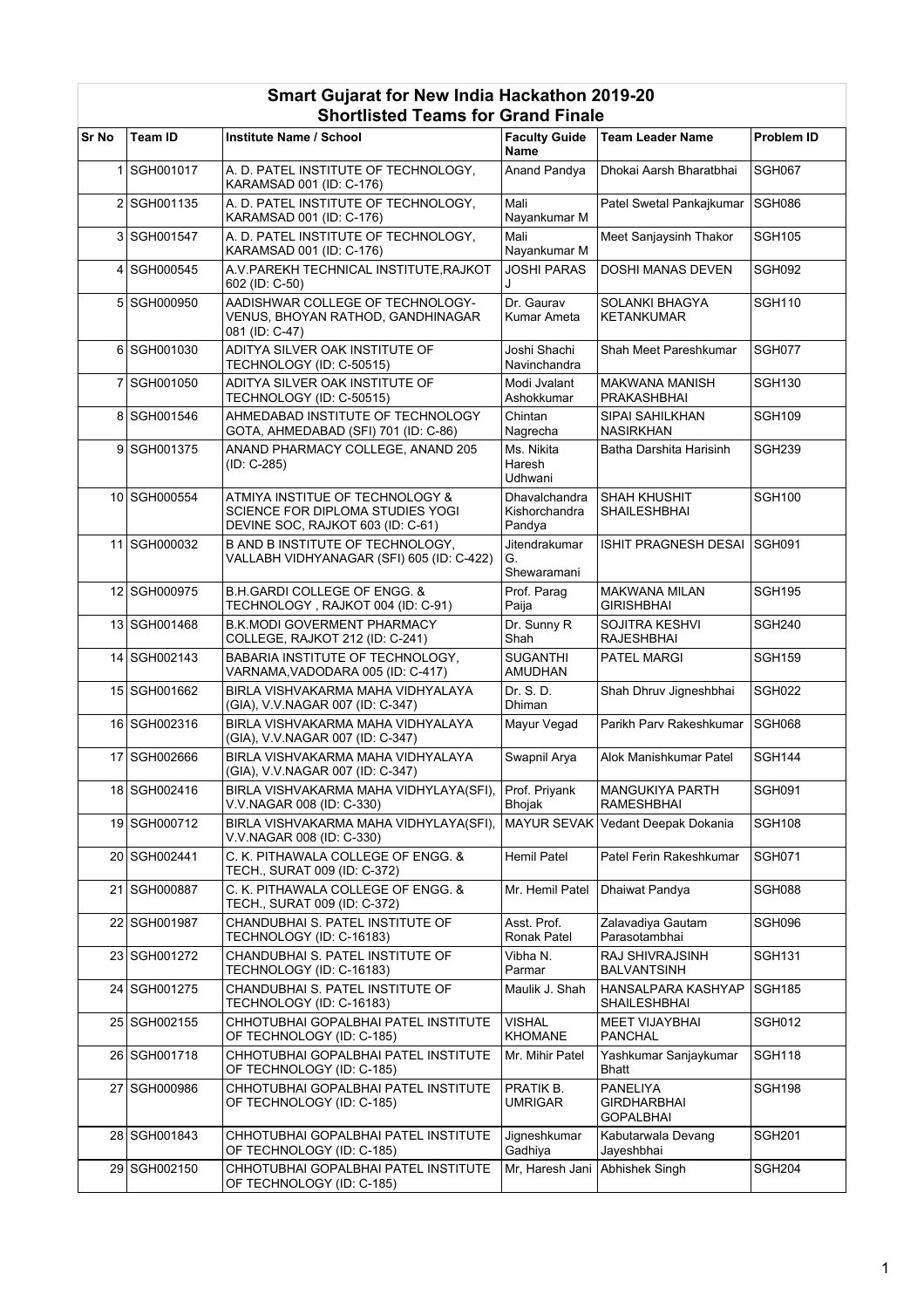## Smart Gujarat for New India Hackathon 2019-20
### Shortlisted Teams for Grand Finale

| Sr No | Team ID | Institute Name / School | Faculty Guide Name | Team Leader Name | Problem ID |
|---|---|---|---|---|---|
| 1 | SGH001017 | A. D. PATEL INSTITUTE OF TECHNOLOGY, KARAMSAD 001 (ID: C-176) | Anand Pandya | Dhokai Aarsh Bharatbhai | SGH067 |
| 2 | SGH001135 | A. D. PATEL INSTITUTE OF TECHNOLOGY, KARAMSAD 001 (ID: C-176) | Mali Nayankumar M | Patel Swetal Pankajkumar | SGH086 |
| 3 | SGH001547 | A. D. PATEL INSTITUTE OF TECHNOLOGY, KARAMSAD 001 (ID: C-176) | Mali Nayankumar M | Meet Sanjaysinh Thakor | SGH105 |
| 4 | SGH000545 | A.V.PAREKH TECHNICAL INSTITUTE,RAJKOT 602 (ID: C-50) | JOSHI PARAS J | DOSHI MANAS DEVEN | SGH092 |
| 5 | SGH000950 | AADISHWAR COLLEGE OF TECHNOLOGY-VENUS, BHOYAN RATHOD, GANDHINAGAR 081 (ID: C-47) | Dr. Gaurav Kumar Ameta | SOLANKI BHAGYA KETANKUMAR | SGH110 |
| 6 | SGH001030 | ADITYA SILVER OAK INSTITUTE OF TECHNOLOGY (ID: C-50515) | Joshi Shachi Navinchandra | Shah Meet Pareshkumar | SGH077 |
| 7 | SGH001050 | ADITYA SILVER OAK INSTITUTE OF TECHNOLOGY (ID: C-50515) | Modi Jvalant Ashokkumar | MAKWANA MANISH PRAKASHBHAI | SGH130 |
| 8 | SGH001546 | AHMEDABAD INSTITUTE OF TECHNOLOGY GOTA, AHMEDABAD (SFI) 701 (ID: C-86) | Chintan Nagrecha | SIPAI SAHILKHAN NASIRKHAN | SGH109 |
| 9 | SGH001375 | ANAND PHARMACY COLLEGE, ANAND 205 (ID: C-285) | Ms. Nikita Haresh Udhwani | Batha Darshita Harisinh | SGH239 |
| 10 | SGH000554 | ATMIYA INSTITUE OF TECHNOLOGY & SCIENCE FOR DIPLOMA STUDIES YOGI DEVINE SOC, RAJKOT 603 (ID: C-61) | Dhavalchandra Kishorchandra Pandya | SHAH KHUSHIT SHAILESHBHAI | SGH100 |
| 11 | SGH000032 | B AND B INSTITUTE OF TECHNOLOGY, VALLABH VIDHYANAGAR (SFI) 605 (ID: C-422) | Jitendrakumar G. Shewaramani | ISHIT PRAGNESH DESAI | SGH091 |
| 12 | SGH000975 | B.H.GARDI COLLEGE OF ENGG. & TECHNOLOGY , RAJKOT 004 (ID: C-91) | Prof. Parag Paija | MAKWANA MILAN GIRISHBHAI | SGH195 |
| 13 | SGH001468 | B.K.MODI GOVERMENT PHARMACY COLLEGE, RAJKOT 212 (ID: C-241) | Dr. Sunny R Shah | SOJITRA KESHVI RAJESHBHAI | SGH240 |
| 14 | SGH002143 | BABARIA INSTITUTE OF TECHNOLOGY, VARNAMA,VADODARA 005 (ID: C-417) | SUGANTHI AMUDHAN | PATEL MARGI | SGH159 |
| 15 | SGH001662 | BIRLA VISHVAKARMA MAHA VIDHYALAYA (GIA), V.V.NAGAR 007 (ID: C-347) | Dr. S. D. Dhiman | Shah Dhruv Jigneshbhai | SGH022 |
| 16 | SGH002316 | BIRLA VISHVAKARMA MAHA VIDHYALAYA (GIA), V.V.NAGAR 007 (ID: C-347) | Mayur Vegad | Parikh Parv Rakeshkumar | SGH068 |
| 17 | SGH002666 | BIRLA VISHVAKARMA MAHA VIDHYALAYA (GIA), V.V.NAGAR 007 (ID: C-347) | Swapnil Arya | Alok Manishkumar Patel | SGH144 |
| 18 | SGH002416 | BIRLA VISHVAKARMA MAHA VIDHYLAYA(SFI), V.V.NAGAR 008 (ID: C-330) | Prof. Priyank Bhojak | MANGUKIYA PARTH RAMESHBHAI | SGH091 |
| 19 | SGH000712 | BIRLA VISHVAKARMA MAHA VIDHYLAYA(SFI), V.V.NAGAR 008 (ID: C-330) | MAYUR SEVAK | Vedant Deepak Dokania | SGH108 |
| 20 | SGH002441 | C. K. PITHAWALA COLLEGE OF ENGG. & TECH., SURAT 009 (ID: C-372) | Hemil Patel | Patel Ferin Rakeshkumar | SGH071 |
| 21 | SGH000887 | C. K. PITHAWALA COLLEGE OF ENGG. & TECH., SURAT 009 (ID: C-372) | Mr. Hemil Patel | Dhaiwat Pandya | SGH088 |
| 22 | SGH001987 | CHANDUBHAI S. PATEL INSTITUTE OF TECHNOLOGY (ID: C-16183) | Asst. Prof. Ronak Patel | Zalavadiya Gautam Parasotambhai | SGH096 |
| 23 | SGH001272 | CHANDUBHAI S. PATEL INSTITUTE OF TECHNOLOGY (ID: C-16183) | Vibha N. Parmar | RAJ SHIVRAJSINH BALVANTSINH | SGH131 |
| 24 | SGH001275 | CHANDUBHAI S. PATEL INSTITUTE OF TECHNOLOGY (ID: C-16183) | Maulik J. Shah | HANSALPARA KASHYAP SHAILESHBHAI | SGH185 |
| 25 | SGH002155 | CHHOTUBHAI GOPALBHAI PATEL INSTITUTE OF TECHNOLOGY (ID: C-185) | VISHAL KHOMANE | MEET VIJAYBHAI PANCHAL | SGH012 |
| 26 | SGH001718 | CHHOTUBHAI GOPALBHAI PATEL INSTITUTE OF TECHNOLOGY (ID: C-185) | Mr. Mihir Patel | Yashkumar Sanjaykumar Bhatt | SGH118 |
| 27 | SGH000986 | CHHOTUBHAI GOPALBHAI PATEL INSTITUTE OF TECHNOLOGY (ID: C-185) | PRATIK B. UMRIGAR | PANELIYA GIRDHARBHAI GOPALBHAI | SGH198 |
| 28 | SGH001843 | CHHOTUBHAI GOPALBHAI PATEL INSTITUTE OF TECHNOLOGY (ID: C-185) | Jigneshkumar Gadhiya | Kabutarwala Devang Jayeshbhai | SGH201 |
| 29 | SGH002150 | CHHOTUBHAI GOPALBHAI PATEL INSTITUTE OF TECHNOLOGY (ID: C-185) | Mr, Haresh Jani | Abhishek Singh | SGH204 |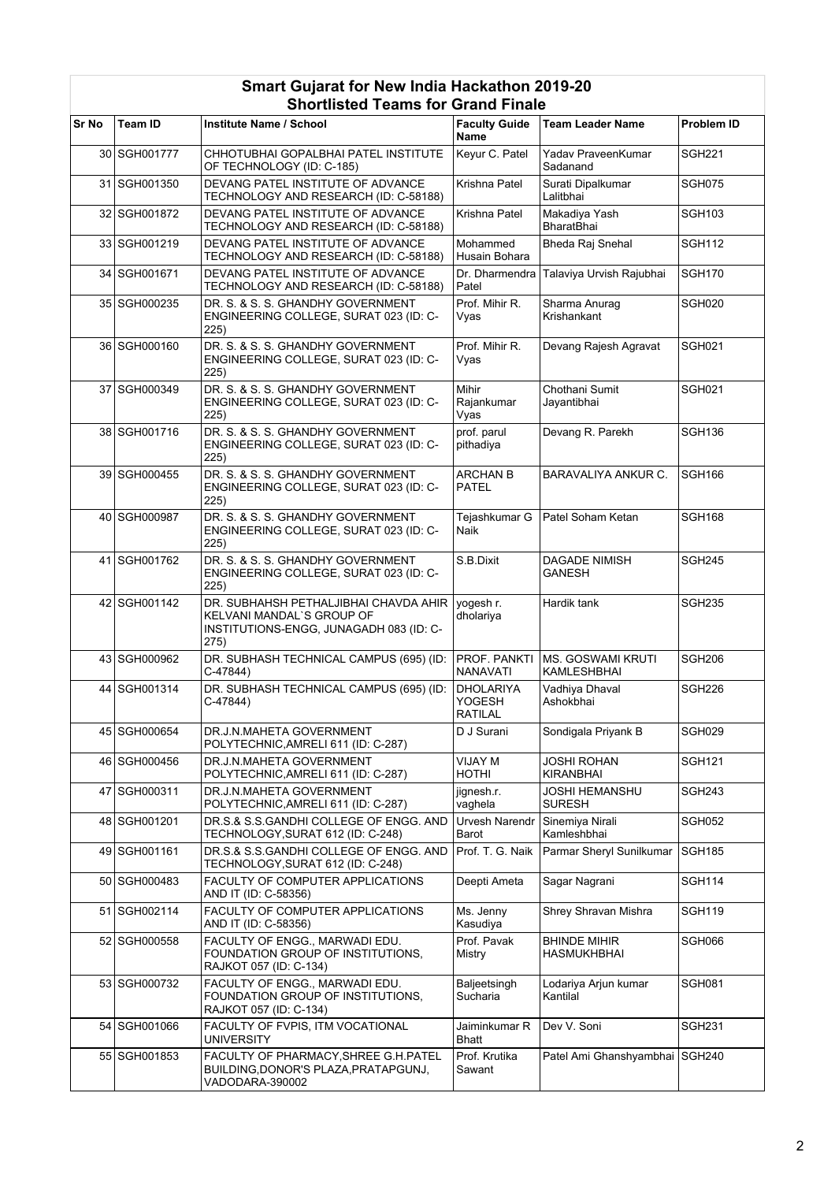## Smart Gujarat for New India Hackathon 2019-20
### Shortlisted Teams for Grand Finale

| Sr No | Team ID | Institute Name / School | Faculty Guide Name | Team Leader Name | Problem ID |
|---|---|---|---|---|---|
| 30 | SGH001777 | CHHOTUBHAI GOPALBHAI PATEL INSTITUTE OF TECHNOLOGY (ID: C-185) | Keyur C. Patel | Yadav PraveenKumar Sadanand | SGH221 |
| 31 | SGH001350 | DEVANG PATEL INSTITUTE OF ADVANCE TECHNOLOGY AND RESEARCH (ID: C-58188) | Krishna Patel | Surati Dipalkumar Lalitbhai | SGH075 |
| 32 | SGH001872 | DEVANG PATEL INSTITUTE OF ADVANCE TECHNOLOGY AND RESEARCH (ID: C-58188) | Krishna Patel | Makadiya Yash BharatBhai | SGH103 |
| 33 | SGH001219 | DEVANG PATEL INSTITUTE OF ADVANCE TECHNOLOGY AND RESEARCH (ID: C-58188) | Mohammed Husain Bohara | Bheda Raj Snehal | SGH112 |
| 34 | SGH001671 | DEVANG PATEL INSTITUTE OF ADVANCE TECHNOLOGY AND RESEARCH (ID: C-58188) | Dr. Dharmendra Patel | Talaviya Urvish Rajubhai | SGH170 |
| 35 | SGH000235 | DR. S. & S. S. GHANDHY GOVERNMENT ENGINEERING COLLEGE, SURAT 023 (ID: C-225) | Prof. Mihir R. Vyas | Sharma Anurag Krishankant | SGH020 |
| 36 | SGH000160 | DR. S. & S. S. GHANDHY GOVERNMENT ENGINEERING COLLEGE, SURAT 023 (ID: C-225) | Prof. Mihir R. Vyas | Devang Rajesh Agravat | SGH021 |
| 37 | SGH000349 | DR. S. & S. S. GHANDHY GOVERNMENT ENGINEERING COLLEGE, SURAT 023 (ID: C-225) | Mihir Rajankumar Vyas | Chothani Sumit Jayantibhai | SGH021 |
| 38 | SGH001716 | DR. S. & S. S. GHANDHY GOVERNMENT ENGINEERING COLLEGE, SURAT 023 (ID: C-225) | prof. parul pithadiya | Devang R. Parekh | SGH136 |
| 39 | SGH000455 | DR. S. & S. S. GHANDHY GOVERNMENT ENGINEERING COLLEGE, SURAT 023 (ID: C-225) | ARCHAN B PATEL | BARAVALIYA ANKUR C. | SGH166 |
| 40 | SGH000987 | DR. S. & S. S. GHANDHY GOVERNMENT ENGINEERING COLLEGE, SURAT 023 (ID: C-225) | Tejashkumar G Naik | Patel Soham Ketan | SGH168 |
| 41 | SGH001762 | DR. S. & S. S. GHANDHY GOVERNMENT ENGINEERING COLLEGE, SURAT 023 (ID: C-225) | S.B.Dixit | DAGADE NIMISH GANESH | SGH245 |
| 42 | SGH001142 | DR. SUBHAHSH PETHALJIBHAI CHAVDA AHIR KELVANI MANDAL`S GROUP OF INSTITUTIONS-ENGG, JUNAGADH 083 (ID: C-275) | yogesh r. dholariya | Hardik tank | SGH235 |
| 43 | SGH000962 | DR. SUBHASH TECHNICAL CAMPUS (695) (ID: C-47844) | PROF. PANKTI NANAVATI | MS. GOSWAMI KRUTI KAMLESHBHAI | SGH206 |
| 44 | SGH001314 | DR. SUBHASH TECHNICAL CAMPUS (695) (ID: C-47844) | DHOLARIYA YOGESH RATILAL | Vadhiya Dhaval Ashokbhai | SGH226 |
| 45 | SGH000654 | DR.J.N.MAHETA GOVERNMENT POLYTECHNIC,AMRELI 611 (ID: C-287) | D J Surani | Sondigala Priyank B | SGH029 |
| 46 | SGH000456 | DR.J.N.MAHETA GOVERNMENT POLYTECHNIC,AMRELI 611 (ID: C-287) | VIJAY M HOTHI | JOSHI ROHAN KIRANBHAI | SGH121 |
| 47 | SGH000311 | DR.J.N.MAHETA GOVERNMENT POLYTECHNIC,AMRELI 611 (ID: C-287) | jignesh.r. vaghela | JOSHI HEMANSHU SURESH | SGH243 |
| 48 | SGH001201 | DR.S.& S.S.GANDHI COLLEGE OF ENGG. AND TECHNOLOGY,SURAT 612 (ID: C-248) | Urvesh Narendr Barot | Sinemiya Nirali Kamleshbhai | SGH052 |
| 49 | SGH001161 | DR.S.& S.S.GANDHI COLLEGE OF ENGG. AND TECHNOLOGY,SURAT 612 (ID: C-248) | Prof. T. G. Naik | Parmar Sheryl Sunilkumar | SGH185 |
| 50 | SGH000483 | FACULTY OF COMPUTER APPLICATIONS AND IT (ID: C-58356) | Deepti Ameta | Sagar Nagrani | SGH114 |
| 51 | SGH002114 | FACULTY OF COMPUTER APPLICATIONS AND IT (ID: C-58356) | Ms. Jenny Kasudiya | Shrey Shravan Mishra | SGH119 |
| 52 | SGH000558 | FACULTY OF ENGG., MARWADI EDU. FOUNDATION GROUP OF INSTITUTIONS, RAJKOT 057 (ID: C-134) | Prof. Pavak Mistry | BHINDE MIHIR HASMUKHBHAI | SGH066 |
| 53 | SGH000732 | FACULTY OF ENGG., MARWADI EDU. FOUNDATION GROUP OF INSTITUTIONS, RAJKOT 057 (ID: C-134) | Baljeetsingh Sucharia | Lodariya Arjun kumar Kantilal | SGH081 |
| 54 | SGH001066 | FACULTY OF FVPIS, ITM VOCATIONAL UNIVERSITY | Jaiminkumar R Bhatt | Dev V. Soni | SGH231 |
| 55 | SGH001853 | FACULTY OF PHARMACY,SHREE G.H.PATEL BUILDING,DONOR'S PLAZA,PRATAPGUNJ, VADODARA-390002 | Prof. Krutika Sawant | Patel Ami Ghanshyambhai | SGH240 |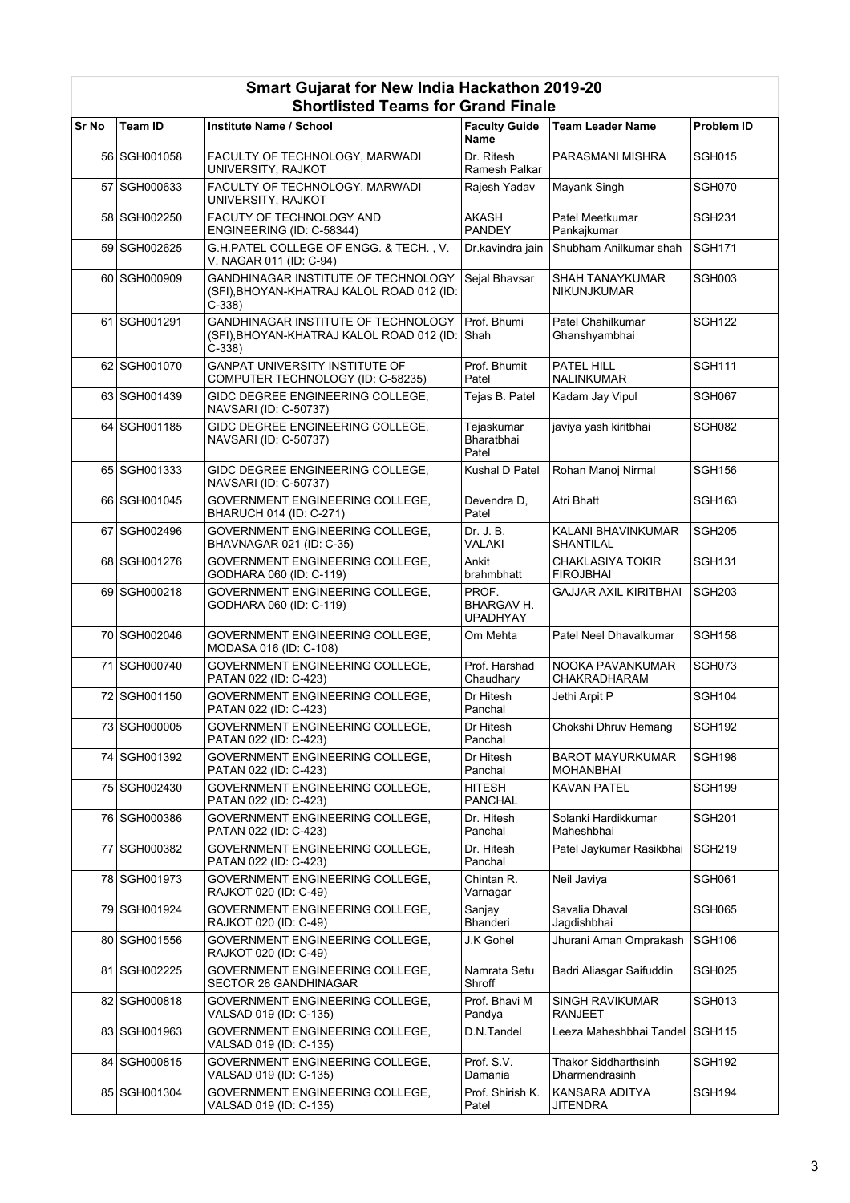# Smart Gujarat for New India Hackathon 2019-20
## Shortlisted Teams for Grand Finale

| Sr No | Team ID | Institute Name / School | Faculty Guide Name | Team Leader Name | Problem ID |
|---|---|---|---|---|---|
| 56 | SGH001058 | FACULTY OF TECHNOLOGY, MARWADI UNIVERSITY, RAJKOT | Dr. Ritesh Ramesh Palkar | PARASMANI MISHRA | SGH015 |
| 57 | SGH000633 | FACULTY OF TECHNOLOGY, MARWADI UNIVERSITY, RAJKOT | Rajesh Yadav | Mayank Singh | SGH070 |
| 58 | SGH002250 | FACUTY OF TECHNOLOGY AND ENGINEERING (ID: C-58344) | AKASH PANDEY | Patel Meetkumar Pankajkumar | SGH231 |
| 59 | SGH002625 | G.H.PATEL COLLEGE OF ENGG. & TECH. , V. V. NAGAR 011 (ID: C-94) | Dr.kavindra jain | Shubham Anilkumar shah | SGH171 |
| 60 | SGH000909 | GANDHINAGAR INSTITUTE OF TECHNOLOGY (SFI),BHOYAN-KHATRAJ KALOL ROAD 012 (ID: C-338) | Sejal Bhavsar | SHAH TANAYKUMAR NIKUNJKUMAR | SGH003 |
| 61 | SGH001291 | GANDHINAGAR INSTITUTE OF TECHNOLOGY (SFI),BHOYAN-KHATRAJ KALOL ROAD 012 (ID: C-338) | Prof. Bhumi Shah | Patel Chahilkumar Ghanshyambhai | SGH122 |
| 62 | SGH001070 | GANPAT UNIVERSITY INSTITUTE OF COMPUTER TECHNOLOGY (ID: C-58235) | Prof. Bhumit Patel | PATEL HILL NALINKUMAR | SGH111 |
| 63 | SGH001439 | GIDC DEGREE ENGINEERING COLLEGE, NAVSARI (ID: C-50737) | Tejas B. Patel | Kadam Jay Vipul | SGH067 |
| 64 | SGH001185 | GIDC DEGREE ENGINEERING COLLEGE, NAVSARI (ID: C-50737) | Tejaskumar Bharatbhai Patel | javiya yash kiritbhai | SGH082 |
| 65 | SGH001333 | GIDC DEGREE ENGINEERING COLLEGE, NAVSARI (ID: C-50737) | Kushal D Patel | Rohan Manoj Nirmal | SGH156 |
| 66 | SGH001045 | GOVERNMENT ENGINEERING COLLEGE, BHARUCH 014 (ID: C-271) | Devendra D, Patel | Atri Bhatt | SGH163 |
| 67 | SGH002496 | GOVERNMENT ENGINEERING COLLEGE, BHAVNAGAR 021 (ID: C-35) | Dr. J. B. VALAKI | KALANI BHAVINKUMAR SHANTILAL | SGH205 |
| 68 | SGH001276 | GOVERNMENT ENGINEERING COLLEGE, GODHARA 060 (ID: C-119) | Ankit brahmbhatt | CHAKLASIYA TOKIR FIROJBHAI | SGH131 |
| 69 | SGH000218 | GOVERNMENT ENGINEERING COLLEGE, GODHARA 060 (ID: C-119) | PROF. BHARGAV H. UPADHYAY | GAJJAR AXIL KIRITBHAI | SGH203 |
| 70 | SGH002046 | GOVERNMENT ENGINEERING COLLEGE, MODASA 016 (ID: C-108) | Om Mehta | Patel Neel Dhavalkumar | SGH158 |
| 71 | SGH000740 | GOVERNMENT ENGINEERING COLLEGE, PATAN 022 (ID: C-423) | Prof. Harshad Chaudhary | NOOKA PAVANKUMAR CHAKRADHARAM | SGH073 |
| 72 | SGH001150 | GOVERNMENT ENGINEERING COLLEGE, PATAN 022 (ID: C-423) | Dr Hitesh Panchal | Jethi Arpit P | SGH104 |
| 73 | SGH000005 | GOVERNMENT ENGINEERING COLLEGE, PATAN 022 (ID: C-423) | Dr Hitesh Panchal | Chokshi Dhruv Hemang | SGH192 |
| 74 | SGH001392 | GOVERNMENT ENGINEERING COLLEGE, PATAN 022 (ID: C-423) | Dr Hitesh Panchal | BAROT MAYURKUMAR MOHANBHAI | SGH198 |
| 75 | SGH002430 | GOVERNMENT ENGINEERING COLLEGE, PATAN 022 (ID: C-423) | HITESH PANCHAL | KAVAN PATEL | SGH199 |
| 76 | SGH000386 | GOVERNMENT ENGINEERING COLLEGE, PATAN 022 (ID: C-423) | Dr. Hitesh Panchal | Solanki Hardikkumar Maheshbhai | SGH201 |
| 77 | SGH000382 | GOVERNMENT ENGINEERING COLLEGE, PATAN 022 (ID: C-423) | Dr. Hitesh Panchal | Patel Jaykumar Rasikbhai | SGH219 |
| 78 | SGH001973 | GOVERNMENT ENGINEERING COLLEGE, RAJKOT 020 (ID: C-49) | Chintan R. Varnagar | Neil Javiya | SGH061 |
| 79 | SGH001924 | GOVERNMENT ENGINEERING COLLEGE, RAJKOT 020 (ID: C-49) | Sanjay Bhanderi | Savalia Dhaval Jagdishbhai | SGH065 |
| 80 | SGH001556 | GOVERNMENT ENGINEERING COLLEGE, RAJKOT 020 (ID: C-49) | J.K Gohel | Jhurani Aman Omprakash | SGH106 |
| 81 | SGH002225 | GOVERNMENT ENGINEERING COLLEGE, SECTOR 28 GANDHINAGAR | Namrata Setu Shroff | Badri Aliasgar Saifuddin | SGH025 |
| 82 | SGH000818 | GOVERNMENT ENGINEERING COLLEGE, VALSAD 019 (ID: C-135) | Prof. Bhavi M Pandya | SINGH RAVIKUMAR RANJEET | SGH013 |
| 83 | SGH001963 | GOVERNMENT ENGINEERING COLLEGE, VALSAD 019 (ID: C-135) | D.N.Tandel | Leeza Maheshbhai Tandel | SGH115 |
| 84 | SGH000815 | GOVERNMENT ENGINEERING COLLEGE, VALSAD 019 (ID: C-135) | Prof. S.V. Damania | Thakor Siddharthsinh Dharmendrasinh | SGH192 |
| 85 | SGH001304 | GOVERNMENT ENGINEERING COLLEGE, VALSAD 019 (ID: C-135) | Prof. Shirish K. Patel | KANSARA ADITYA JITENDRA | SGH194 |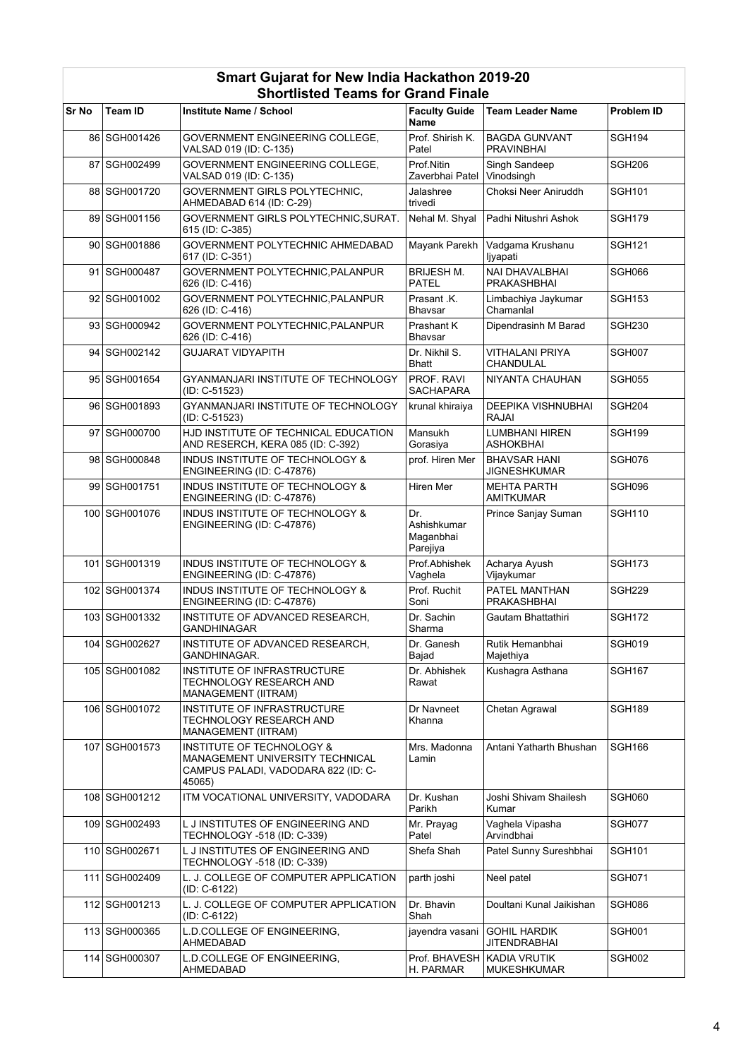## Smart Gujarat for New India Hackathon 2019-20
## Shortlisted Teams for Grand Finale

| Sr No | Team ID | Institute Name / School | Faculty Guide Name | Team Leader Name | Problem ID |
|---|---|---|---|---|---|
| 86 | SGH001426 | GOVERNMENT ENGINEERING COLLEGE, VALSAD 019 (ID: C-135) | Prof. Shirish K. Patel | BAGDA GUNVANT PRAVINBHAI | SGH194 |
| 87 | SGH002499 | GOVERNMENT ENGINEERING COLLEGE, VALSAD 019 (ID: C-135) | Prof.Nitin Zaverbhai Patel | Singh Sandeep Vinodsingh | SGH206 |
| 88 | SGH001720 | GOVERNMENT GIRLS POLYTECHNIC, AHMEDABAD 614 (ID: C-29) | Jalashree trivedi | Choksi Neer Aniruddh | SGH101 |
| 89 | SGH001156 | GOVERNMENT GIRLS POLYTECHNIC,SURAT. 615 (ID: C-385) | Nehal M. Shyal | Padhi Nitushri Ashok | SGH179 |
| 90 | SGH001886 | GOVERNMENT POLYTECHNIC AHMEDABAD 617 (ID: C-351) | Mayank Parekh | Vadgama Krushanu Ijyapati | SGH121 |
| 91 | SGH000487 | GOVERNMENT POLYTECHNIC,PALANPUR 626 (ID: C-416) | BRIJESH M. PATEL | NAI DHAVALBHAI PRAKASHBHAI | SGH066 |
| 92 | SGH001002 | GOVERNMENT POLYTECHNIC,PALANPUR 626 (ID: C-416) | Prasant .K. Bhavsar | Limbachiya Jaykumar Chamanlal | SGH153 |
| 93 | SGH000942 | GOVERNMENT POLYTECHNIC,PALANPUR 626 (ID: C-416) | Prashant K Bhavsar | Dipendrasinh M Barad | SGH230 |
| 94 | SGH002142 | GUJARAT VIDYAPITH | Dr. Nikhil S. Bhatt | VITHALANI PRIYA CHANDULAL | SGH007 |
| 95 | SGH001654 | GYANMANJARI INSTITUTE OF TECHNOLOGY (ID: C-51523) | PROF. RAVI SACHAPARA | NIYANTA CHAUHAN | SGH055 |
| 96 | SGH001893 | GYANMANJARI INSTITUTE OF TECHNOLOGY (ID: C-51523) | krunal khiraiya | DEEPIKA VISHNUBHAI RAJAI | SGH204 |
| 97 | SGH000700 | HJD INSTITUTE OF TECHNICAL EDUCATION AND RESERCH, KERA 085 (ID: C-392) | Mansukh Gorasiya | LUMBHANI HIREN ASHOKBHAI | SGH199 |
| 98 | SGH000848 | INDUS INSTITUTE OF TECHNOLOGY & ENGINEERING (ID: C-47876) | prof. Hiren Mer | BHAVSAR HANI JIGNESHKUMAR | SGH076 |
| 99 | SGH001751 | INDUS INSTITUTE OF TECHNOLOGY & ENGINEERING (ID: C-47876) | Hiren Mer | MEHTA PARTH AMITKUMAR | SGH096 |
| 100 | SGH001076 | INDUS INSTITUTE OF TECHNOLOGY & ENGINEERING (ID: C-47876) | Dr. Ashishkumar Maganbhai Parejiya | Prince Sanjay Suman | SGH110 |
| 101 | SGH001319 | INDUS INSTITUTE OF TECHNOLOGY & ENGINEERING (ID: C-47876) | Prof.Abhishek Vaghela | Acharya Ayush Vijaykumar | SGH173 |
| 102 | SGH001374 | INDUS INSTITUTE OF TECHNOLOGY & ENGINEERING (ID: C-47876) | Prof. Ruchit Soni | PATEL MANTHAN PRAKASHBHAI | SGH229 |
| 103 | SGH001332 | INSTITUTE OF ADVANCED RESEARCH, GANDHINAGAR | Dr. Sachin Sharma | Gautam Bhattathiri | SGH172 |
| 104 | SGH002627 | INSTITUTE OF ADVANCED RESEARCH, GANDHINAGAR. | Dr. Ganesh Bajad | Rutik Hemanbhai Majethiya | SGH019 |
| 105 | SGH001082 | INSTITUTE OF INFRASTRUCTURE TECHNOLOGY RESEARCH AND MANAGEMENT (IITRAM) | Dr. Abhishek Rawat | Kushagra Asthana | SGH167 |
| 106 | SGH001072 | INSTITUTE OF INFRASTRUCTURE TECHNOLOGY RESEARCH AND MANAGEMENT (IITRAM) | Dr Navneet Khanna | Chetan Agrawal | SGH189 |
| 107 | SGH001573 | INSTITUTE OF TECHNOLOGY & MANAGEMENT UNIVERSITY TECHNICAL CAMPUS PALADI, VADODARA 822 (ID: C-45065) | Mrs. Madonna Lamin | Antani Yatharth Bhushan | SGH166 |
| 108 | SGH001212 | ITM VOCATIONAL UNIVERSITY, VADODARA | Dr. Kushan Parikh | Joshi Shivam Shailesh Kumar | SGH060 |
| 109 | SGH002493 | L J INSTITUTES OF ENGINEERING AND TECHNOLOGY -518 (ID: C-339) | Mr. Prayag Patel | Vaghela Vipasha Arvindbhai | SGH077 |
| 110 | SGH002671 | L J INSTITUTES OF ENGINEERING AND TECHNOLOGY -518 (ID: C-339) | Shefa Shah | Patel Sunny Sureshbhai | SGH101 |
| 111 | SGH002409 | L. J. COLLEGE OF COMPUTER APPLICATION (ID: C-6122) | parth joshi | Neel patel | SGH071 |
| 112 | SGH001213 | L. J. COLLEGE OF COMPUTER APPLICATION (ID: C-6122) | Dr. Bhavin Shah | Doultani Kunal Jaikishan | SGH086 |
| 113 | SGH000365 | L.D.COLLEGE OF ENGINEERING, AHMEDABAD | jayendra vasani | GOHIL HARDIK JITENDRABHAI | SGH001 |
| 114 | SGH000307 | L.D.COLLEGE OF ENGINEERING, AHMEDABAD | Prof. BHAVESH H. PARMAR | KADIA VRUTIK MUKESHKUMAR | SGH002 |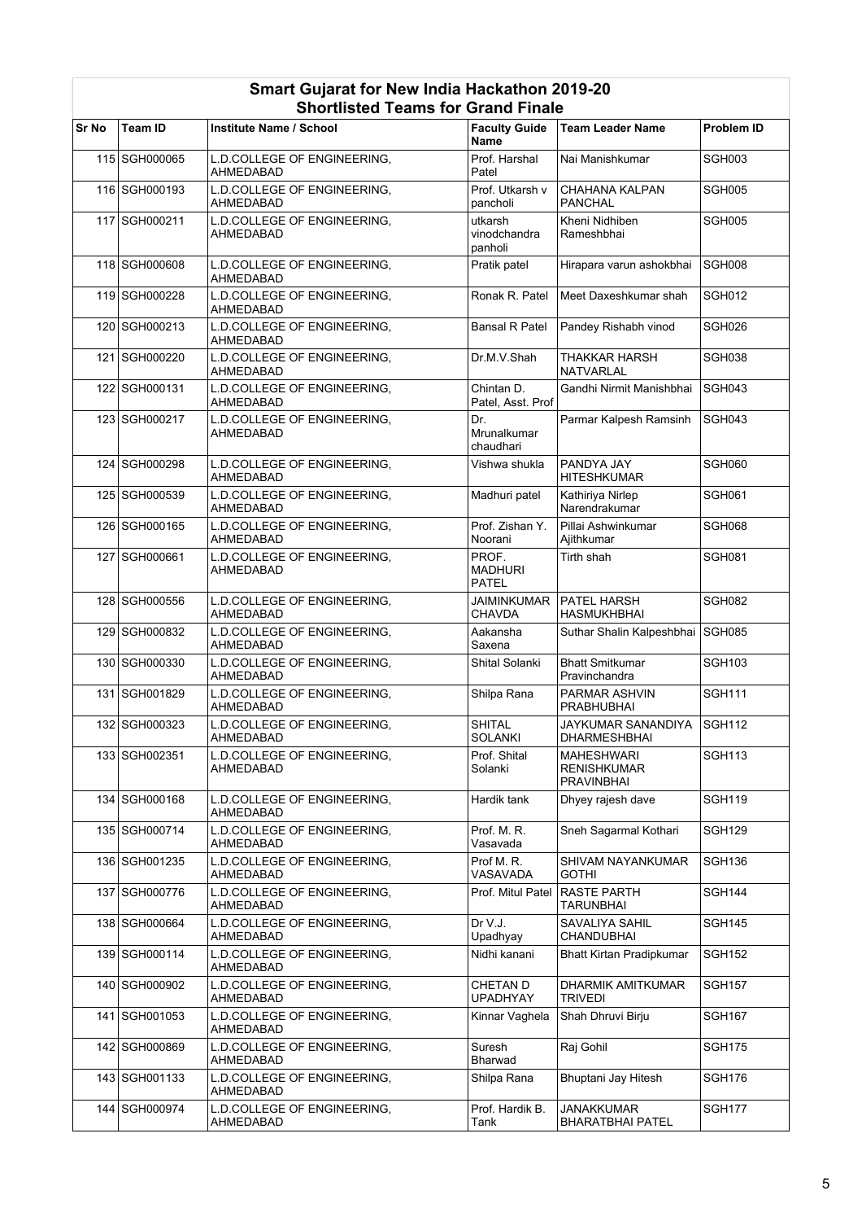## Smart Gujarat for New India Hackathon 2019-20
### Shortlisted Teams for Grand Finale

| Sr No | Team ID | Institute Name / School | Faculty Guide Name | Team Leader Name | Problem ID |
|---|---|---|---|---|---|
| 115 | SGH000065 | L.D.COLLEGE OF ENGINEERING, AHMEDABAD | Prof. Harshal Patel | Nai Manishkumar | SGH003 |
| 116 | SGH000193 | L.D.COLLEGE OF ENGINEERING, AHMEDABAD | Prof. Utkarsh v pancholi | CHAHANA KALPAN PANCHAL | SGH005 |
| 117 | SGH000211 | L.D.COLLEGE OF ENGINEERING, AHMEDABAD | utkarsh vinodchandra panholi | Kheni Nidhiben Rameshbhai | SGH005 |
| 118 | SGH000608 | L.D.COLLEGE OF ENGINEERING, AHMEDABAD | Pratik patel | Hirapara varun ashokbhai | SGH008 |
| 119 | SGH000228 | L.D.COLLEGE OF ENGINEERING, AHMEDABAD | Ronak R. Patel | Meet Daxeshkumar shah | SGH012 |
| 120 | SGH000213 | L.D.COLLEGE OF ENGINEERING, AHMEDABAD | Bansal R Patel | Pandey Rishabh vinod | SGH026 |
| 121 | SGH000220 | L.D.COLLEGE OF ENGINEERING, AHMEDABAD | Dr.M.V.Shah | THAKKAR HARSH NATVARLAL | SGH038 |
| 122 | SGH000131 | L.D.COLLEGE OF ENGINEERING, AHMEDABAD | Chintan D. Patel, Asst. Prof | Gandhi Nirmit Manishbhai | SGH043 |
| 123 | SGH000217 | L.D.COLLEGE OF ENGINEERING, AHMEDABAD | Dr. Mrunalkumar chaudhari | Parmar Kalpesh Ramsinh | SGH043 |
| 124 | SGH000298 | L.D.COLLEGE OF ENGINEERING, AHMEDABAD | Vishwa shukla | PANDYA JAY HITESHKUMAR | SGH060 |
| 125 | SGH000539 | L.D.COLLEGE OF ENGINEERING, AHMEDABAD | Madhuri patel | Kathiriya Nirlep Narendrakumar | SGH061 |
| 126 | SGH000165 | L.D.COLLEGE OF ENGINEERING, AHMEDABAD | Prof. Zishan Y. Noorani | Pillai Ashwinkumar Ajithkumar | SGH068 |
| 127 | SGH000661 | L.D.COLLEGE OF ENGINEERING, AHMEDABAD | PROF. MADHURI PATEL | Tirth shah | SGH081 |
| 128 | SGH000556 | L.D.COLLEGE OF ENGINEERING, AHMEDABAD | JAIMINKUMAR CHAVDA | PATEL HARSH HASMUKHBHAI | SGH082 |
| 129 | SGH000832 | L.D.COLLEGE OF ENGINEERING, AHMEDABAD | Aakansha Saxena | Suthar Shalin Kalpeshbhai | SGH085 |
| 130 | SGH000330 | L.D.COLLEGE OF ENGINEERING, AHMEDABAD | Shital Solanki | Bhatt Smitkumar Pravinchandra | SGH103 |
| 131 | SGH001829 | L.D.COLLEGE OF ENGINEERING, AHMEDABAD | Shilpa Rana | PARMAR ASHVIN PRABHUBHAI | SGH111 |
| 132 | SGH000323 | L.D.COLLEGE OF ENGINEERING, AHMEDABAD | SHITAL SOLANKI | JAYKUMAR SANANDIYA DHARMESHBHAI | SGH112 |
| 133 | SGH002351 | L.D.COLLEGE OF ENGINEERING, AHMEDABAD | Prof. Shital Solanki | MAHESHWARI RENISHKUMAR PRAVINBHAI | SGH113 |
| 134 | SGH000168 | L.D.COLLEGE OF ENGINEERING, AHMEDABAD | Hardik tank | Dhyey rajesh dave | SGH119 |
| 135 | SGH000714 | L.D.COLLEGE OF ENGINEERING, AHMEDABAD | Prof. M. R. Vasavada | Sneh Sagarmal Kothari | SGH129 |
| 136 | SGH001235 | L.D.COLLEGE OF ENGINEERING, AHMEDABAD | Prof M. R. VASAVADA | SHIVAM NAYANKUMAR GOTHI | SGH136 |
| 137 | SGH000776 | L.D.COLLEGE OF ENGINEERING, AHMEDABAD | Prof. Mitul Patel | RASTE PARTH TARUNBHAI | SGH144 |
| 138 | SGH000664 | L.D.COLLEGE OF ENGINEERING, AHMEDABAD | Dr V.J. Upadhyay | SAVALIYA SAHIL CHANDUBHAI | SGH145 |
| 139 | SGH000114 | L.D.COLLEGE OF ENGINEERING, AHMEDABAD | Nidhi kanani | Bhatt Kirtan Pradipkumar | SGH152 |
| 140 | SGH000902 | L.D.COLLEGE OF ENGINEERING, AHMEDABAD | CHETAN D UPADHYAY | DHARMIK AMITKUMAR TRIVEDI | SGH157 |
| 141 | SGH001053 | L.D.COLLEGE OF ENGINEERING, AHMEDABAD | Kinnar Vaghela | Shah Dhruvi Birju | SGH167 |
| 142 | SGH000869 | L.D.COLLEGE OF ENGINEERING, AHMEDABAD | Suresh Bharwad | Raj Gohil | SGH175 |
| 143 | SGH001133 | L.D.COLLEGE OF ENGINEERING, AHMEDABAD | Shilpa Rana | Bhuptani Jay Hitesh | SGH176 |
| 144 | SGH000974 | L.D.COLLEGE OF ENGINEERING, AHMEDABAD | Prof. Hardik B. Tank | JANAKKUMAR BHARATBHAI PATEL | SGH177 |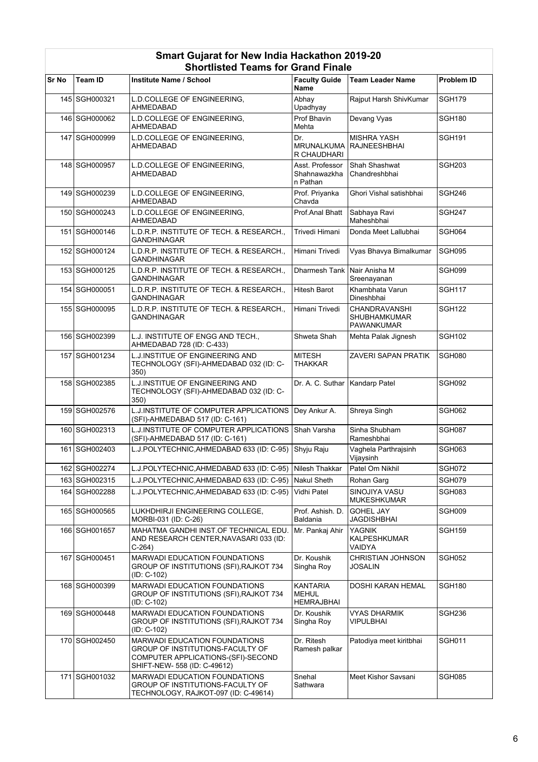# Smart Gujarat for New India Hackathon 2019-20

## Shortlisted Teams for Grand Finale

| Sr No | Team ID | Institute Name / School | Faculty Guide Name | Team Leader Name | Problem ID |
|---|---|---|---|---|---|
| 145 | SGH000321 | L.D.COLLEGE OF ENGINEERING, AHMEDABAD | Abhay Upadhyay | Rajput Harsh ShivKumar | SGH179 |
| 146 | SGH000062 | L.D.COLLEGE OF ENGINEERING, AHMEDABAD | Prof Bhavin Mehta | Devang Vyas | SGH180 |
| 147 | SGH000999 | L.D.COLLEGE OF ENGINEERING, AHMEDABAD | Dr. MRUNALKUMAR CHAUDHARI | MISHRA YASH RAJNEESHBHAI | SGH191 |
| 148 | SGH000957 | L.D.COLLEGE OF ENGINEERING, AHMEDABAD | Asst. Professor Shahnawazkhan Pathan | Shah Shashwat Chandreshbhai | SGH203 |
| 149 | SGH000239 | L.D.COLLEGE OF ENGINEERING, AHMEDABAD | Prof. Priyanka Chavda | Ghori Vishal satishbhai | SGH246 |
| 150 | SGH000243 | L.D.COLLEGE OF ENGINEERING, AHMEDABAD | Prof.Anal Bhatt | Sabhaya Ravi Maheshbhai | SGH247 |
| 151 | SGH000146 | L.D.R.P. INSTITUTE OF TECH. & RESEARCH., GANDHINAGAR | Trivedi Himani | Donda Meet Lallubhai | SGH064 |
| 152 | SGH000124 | L.D.R.P. INSTITUTE OF TECH. & RESEARCH., GANDHINAGAR | Himani Trivedi | Vyas Bhavya Bimalkumar | SGH095 |
| 153 | SGH000125 | L.D.R.P. INSTITUTE OF TECH. & RESEARCH., GANDHINAGAR | Dharmesh Tank | Nair Anisha M Sreenayanan | SGH099 |
| 154 | SGH000051 | L.D.R.P. INSTITUTE OF TECH. & RESEARCH., GANDHINAGAR | Hitesh Barot | Khambhata Varun Dineshbhai | SGH117 |
| 155 | SGH000095 | L.D.R.P. INSTITUTE OF TECH. & RESEARCH., GANDHINAGAR | Himani Trivedi | CHANDRAVANSHI SHUBHAMKUMAR PAWANKUMAR | SGH122 |
| 156 | SGH002399 | L.J. INSTITUTE OF ENGG AND TECH., AHMEDABAD 728 (ID: C-433) | Shweta Shah | Mehta Palak Jignesh | SGH102 |
| 157 | SGH001234 | L.J.INSTITUE OF ENGINEERING AND TECHNOLOGY (SFI)-AHMEDABAD 032 (ID: C-350) | MITESH THAKKAR | ZAVERI SAPAN PRATIK | SGH080 |
| 158 | SGH002385 | L.J.INSTITUE OF ENGINEERING AND TECHNOLOGY (SFI)-AHMEDABAD 032 (ID: C-350) | Dr. A. C. Suthar | Kandarp Patel | SGH092 |
| 159 | SGH002576 | L.J.INSTITUTE OF COMPUTER APPLICATIONS (SFI)-AHMEDABAD 517 (ID: C-161) | Dey Ankur A. | Shreya Singh | SGH062 |
| 160 | SGH002313 | L.J.INSTITUTE OF COMPUTER APPLICATIONS (SFI)-AHMEDABAD 517 (ID: C-161) | Shah Varsha | Sinha Shubham Rameshbhai | SGH087 |
| 161 | SGH002403 | L.J.POLYTECHNIC,AHMEDABAD 633 (ID: C-95) | Shyju Raju | Vaghela Parthrajsinh Vijaysinh | SGH063 |
| 162 | SGH002274 | L.J.POLYTECHNIC,AHMEDABAD 633 (ID: C-95) | Nilesh Thakkar | Patel Om Nikhil | SGH072 |
| 163 | SGH002315 | L.J.POLYTECHNIC,AHMEDABAD 633 (ID: C-95) | Nakul Sheth | Rohan Garg | SGH079 |
| 164 | SGH002288 | L.J.POLYTECHNIC,AHMEDABAD 633 (ID: C-95) | Vidhi Patel | SINOJIYA VASU MUKESHKUMAR | SGH083 |
| 165 | SGH000565 | LUKHDHIRJI ENGINEERING COLLEGE, MORBI-031 (ID: C-26) | Prof. Ashish. D. Baldania | GOHEL JAY JAGDISHBHAI | SGH009 |
| 166 | SGH001657 | MAHATMA GANDHI INST.OF TECHNICAL EDU. AND RESEARCH CENTER,NAVASARI 033 (ID: C-264) | Mr. Pankaj Ahir | YAGNIK KALPESHKUMAR VAIDYA | SGH159 |
| 167 | SGH000451 | MARWADI EDUCATION FOUNDATIONS GROUP OF INSTITUTIONS (SFI),RAJKOT 734 (ID: C-102) | Dr. Koushik Singha Roy | CHRISTIAN JOHNSON JOSALIN | SGH052 |
| 168 | SGH000399 | MARWADI EDUCATION FOUNDATIONS GROUP OF INSTITUTIONS (SFI),RAJKOT 734 (ID: C-102) | KANTARIA MEHUL HEMRAJBHAI | DOSHI KARAN HEMAL | SGH180 |
| 169 | SGH000448 | MARWADI EDUCATION FOUNDATIONS GROUP OF INSTITUTIONS (SFI),RAJKOT 734 (ID: C-102) | Dr. Koushik Singha Roy | VYAS DHARMIK VIPULBHAI | SGH236 |
| 170 | SGH002450 | MARWADI EDUCATION FOUNDATIONS GROUP OF INSTITUTIONS-FACULTY OF COMPUTER APPLICATIONS-(SFI)-SECOND SHIFT-NEW- 558 (ID: C-49612) | Dr. Ritesh Ramesh palkar | Patodiya meet kiritbhai | SGH011 |
| 171 | SGH001032 | MARWADI EDUCATION FOUNDATIONS GROUP OF INSTITUTIONS-FACULTY OF TECHNOLOGY, RAJKOT-097 (ID: C-49614) | Snehal Sathwara | Meet Kishor Savsani | SGH085 |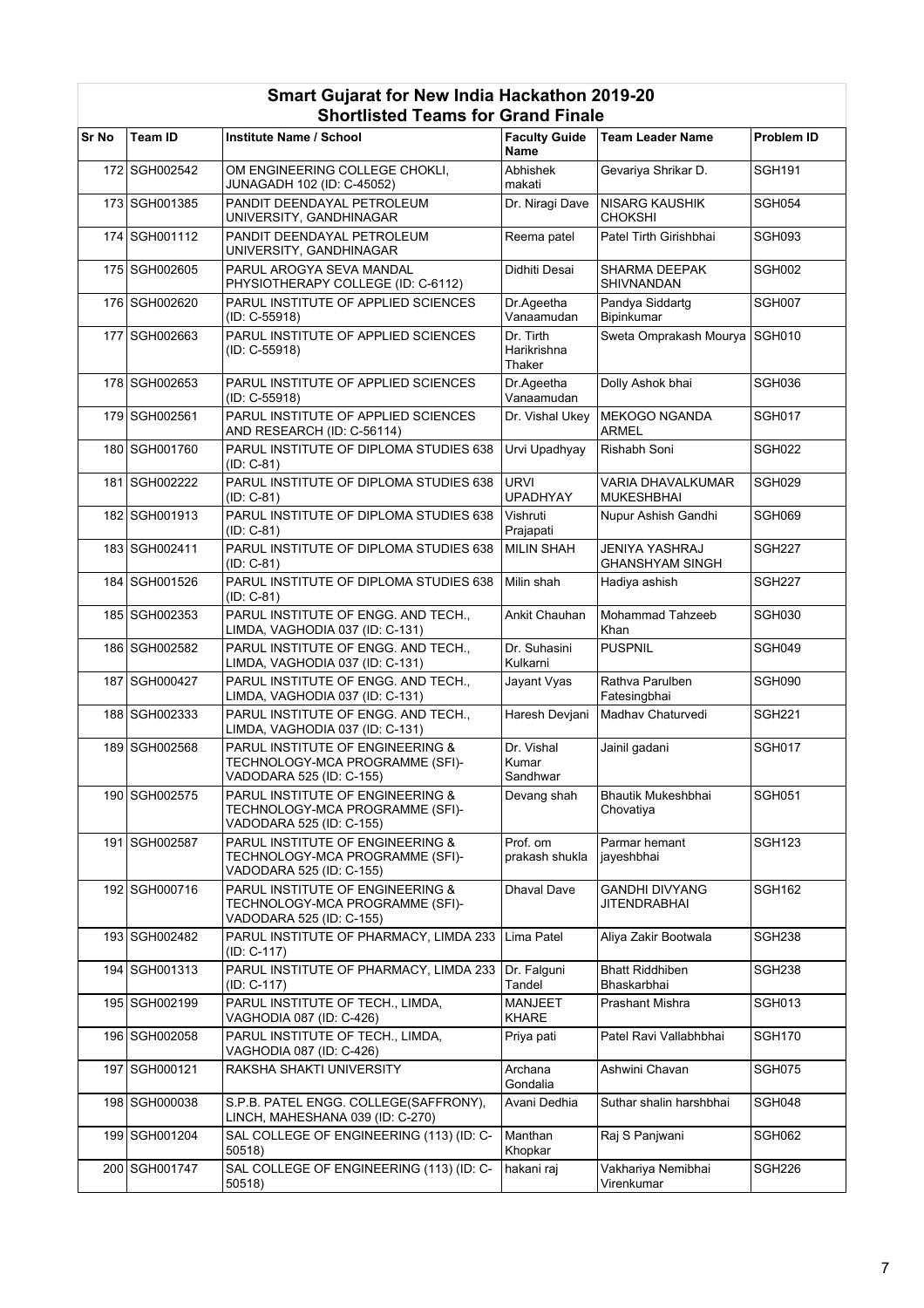# Smart Gujarat for New India Hackathon 2019-20

## Shortlisted Teams for Grand Finale

| Sr No | Team ID | Institute Name / School | Faculty Guide Name | Team Leader Name | Problem ID |
|---|---|---|---|---|---|
| 172 | SGH002542 | OM ENGINEERING COLLEGE CHOKLI, JUNAGADH 102 (ID: C-45052) | Abhishek makati | Gevariya Shrikar D. | SGH191 |
| 173 | SGH001385 | PANDIT DEENDAYAL PETROLEUM UNIVERSITY, GANDHINAGAR | Dr. Niragi Dave | NISARG KAUSHIK CHOKSHI | SGH054 |
| 174 | SGH001112 | PANDIT DEENDAYAL PETROLEUM UNIVERSITY, GANDHINAGAR | Reema patel | Patel Tirth Girishbhai | SGH093 |
| 175 | SGH002605 | PARUL AROGYA SEVA MANDAL PHYSIOTHERAPY COLLEGE (ID: C-6112) | Didhiti Desai | SHARMA DEEPAK SHIVNANDAN | SGH002 |
| 176 | SGH002620 | PARUL INSTITUTE OF APPLIED SCIENCES (ID: C-55918) | Dr.Ageetha Vanaamudan | Pandya Siddartg Bipinkumar | SGH007 |
| 177 | SGH002663 | PARUL INSTITUTE OF APPLIED SCIENCES (ID: C-55918) | Dr. Tirth Harikrishna Thaker | Sweta Omprakash Mourya | SGH010 |
| 178 | SGH002653 | PARUL INSTITUTE OF APPLIED SCIENCES (ID: C-55918) | Dr.Ageetha Vanaamudan | Dolly Ashok bhai | SGH036 |
| 179 | SGH002561 | PARUL INSTITUTE OF APPLIED SCIENCES AND RESEARCH (ID: C-56114) | Dr. Vishal Ukey | MEKOGO NGANDA ARMEL | SGH017 |
| 180 | SGH001760 | PARUL INSTITUTE OF DIPLOMA STUDIES 638 (ID: C-81) | Urvi Upadhyay | Rishabh Soni | SGH022 |
| 181 | SGH002222 | PARUL INSTITUTE OF DIPLOMA STUDIES 638 (ID: C-81) | URVI UPADHYAY | VARIA DHAVALKUMAR MUKESHBHAI | SGH029 |
| 182 | SGH001913 | PARUL INSTITUTE OF DIPLOMA STUDIES 638 (ID: C-81) | Vishruti Prajapati | Nupur Ashish Gandhi | SGH069 |
| 183 | SGH002411 | PARUL INSTITUTE OF DIPLOMA STUDIES 638 (ID: C-81) | MILIN SHAH | JENIYA YASHRAJ GHANSHYAM SINGH | SGH227 |
| 184 | SGH001526 | PARUL INSTITUTE OF DIPLOMA STUDIES 638 (ID: C-81) | Milin shah | Hadiya ashish | SGH227 |
| 185 | SGH002353 | PARUL INSTITUTE OF ENGG. AND TECH., LIMDA, VAGHODIA 037 (ID: C-131) | Ankit Chauhan | Mohammad Tahzeeb Khan | SGH030 |
| 186 | SGH002582 | PARUL INSTITUTE OF ENGG. AND TECH., LIMDA, VAGHODIA 037 (ID: C-131) | Dr. Suhasini Kulkarni | PUSPNIL | SGH049 |
| 187 | SGH000427 | PARUL INSTITUTE OF ENGG. AND TECH., LIMDA, VAGHODIA 037 (ID: C-131) | Jayant Vyas | Rathva Parulben Fatesingbhai | SGH090 |
| 188 | SGH002333 | PARUL INSTITUTE OF ENGG. AND TECH., LIMDA, VAGHODIA 037 (ID: C-131) | Haresh Devjani | Madhav Chaturvedi | SGH221 |
| 189 | SGH002568 | PARUL INSTITUTE OF ENGINEERING & TECHNOLOGY-MCA PROGRAMME (SFI)- VADODARA 525 (ID: C-155) | Dr. Vishal Kumar Sandhwar | Jainil gadani | SGH017 |
| 190 | SGH002575 | PARUL INSTITUTE OF ENGINEERING & TECHNOLOGY-MCA PROGRAMME (SFI)- VADODARA 525 (ID: C-155) | Devang shah | Bhautik Mukeshbhai Chovatiya | SGH051 |
| 191 | SGH002587 | PARUL INSTITUTE OF ENGINEERING & TECHNOLOGY-MCA PROGRAMME (SFI)- VADODARA 525 (ID: C-155) | Prof. om prakash shukla | Parmar hemant jayeshbhai | SGH123 |
| 192 | SGH000716 | PARUL INSTITUTE OF ENGINEERING & TECHNOLOGY-MCA PROGRAMME (SFI)- VADODARA 525 (ID: C-155) | Dhaval Dave | GANDHI DIVYANG JITENDRABHAI | SGH162 |
| 193 | SGH002482 | PARUL INSTITUTE OF PHARMACY, LIMDA 233 (ID: C-117) | Lima Patel | Aliya Zakir Bootwala | SGH238 |
| 194 | SGH001313 | PARUL INSTITUTE OF PHARMACY, LIMDA 233 (ID: C-117) | Dr. Falguni Tandel | Bhatt Riddhiben Bhaskarbhai | SGH238 |
| 195 | SGH002199 | PARUL INSTITUTE OF TECH., LIMDA, VAGHODIA 087 (ID: C-426) | MANJEET KHARE | Prashant Mishra | SGH013 |
| 196 | SGH002058 | PARUL INSTITUTE OF TECH., LIMDA, VAGHODIA 087 (ID: C-426) | Priya pati | Patel Ravi Vallabhbhai | SGH170 |
| 197 | SGH000121 | RAKSHA SHAKTI UNIVERSITY | Archana Gondalia | Ashwini Chavan | SGH075 |
| 198 | SGH000038 | S.P.B. PATEL ENGG. COLLEGE(SAFFRONY), LINCH, MAHESHANA 039 (ID: C-270) | Avani Dedhia | Suthar shalin harshbhai | SGH048 |
| 199 | SGH001204 | SAL COLLEGE OF ENGINEERING (113) (ID: C-50518) | Manthan Khopkar | Raj S Panjwani | SGH062 |
| 200 | SGH001747 | SAL COLLEGE OF ENGINEERING (113) (ID: C-50518) | hakani raj | Vakhariya Nemibhai Virenkumar | SGH226 |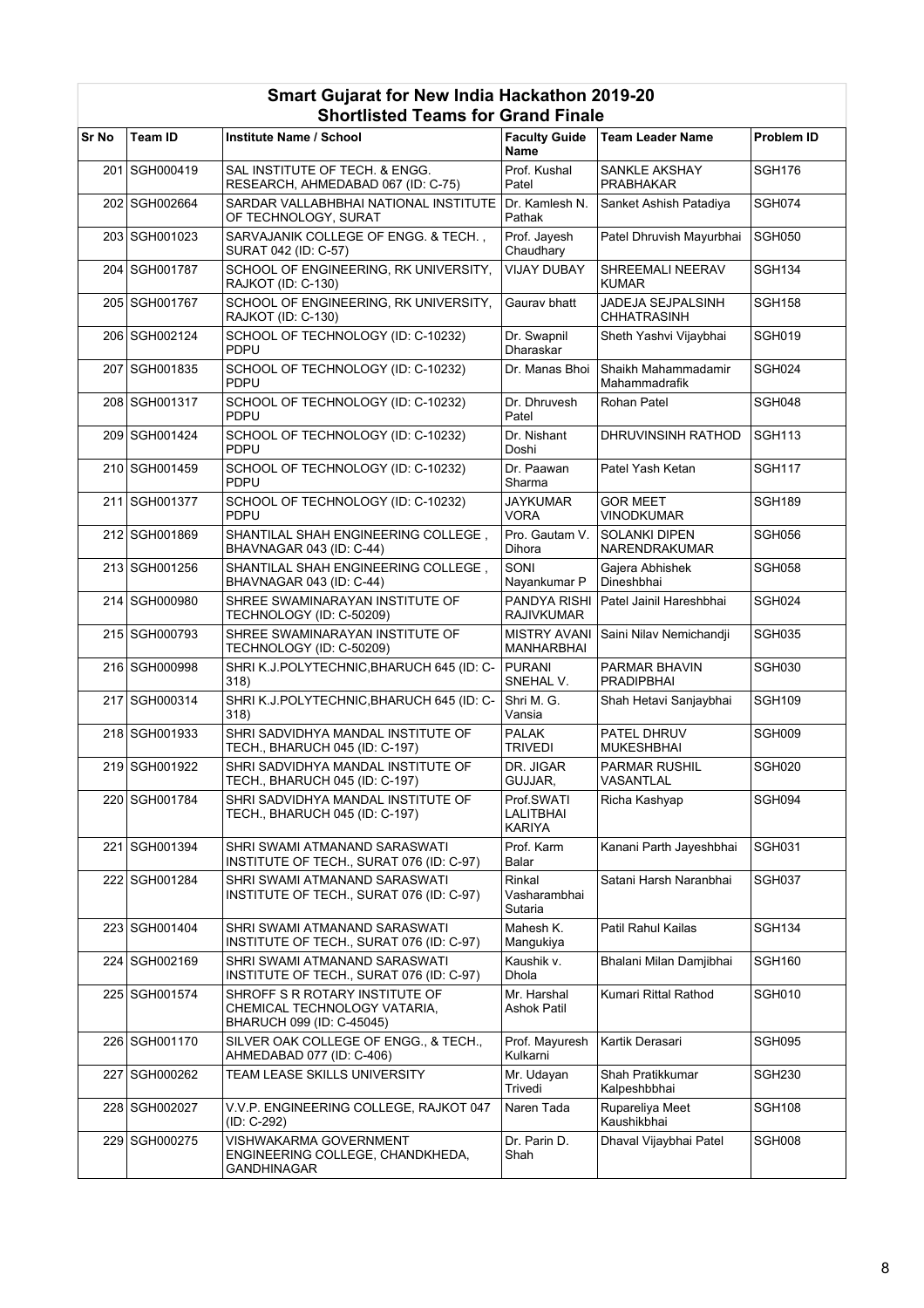## Smart Gujarat for New India Hackathon 2019-20
### Shortlisted Teams for Grand Finale

| Sr No | Team ID | Institute Name / School | Faculty Guide Name | Team Leader Name | Problem ID |
|---|---|---|---|---|---|
| 201 | SGH000419 | SAL INSTITUTE OF TECH. & ENGG. RESEARCH, AHMEDABAD 067 (ID: C-75) | Prof. Kushal Patel | SANKLE AKSHAY PRABHAKAR | SGH176 |
| 202 | SGH002664 | SARDAR VALLABHBHAI NATIONAL INSTITUTE OF TECHNOLOGY, SURAT | Dr. Kamlesh N. Pathak | Sanket Ashish Patadiya | SGH074 |
| 203 | SGH001023 | SARVAJANIK COLLEGE OF ENGG. & TECH. , SURAT 042 (ID: C-57) | Prof. Jayesh Chaudhary | Patel Dhruvish Mayurbhai | SGH050 |
| 204 | SGH001787 | SCHOOL OF ENGINEERING, RK UNIVERSITY, RAJKOT (ID: C-130) | VIJAY DUBAY | SHREEMALI NEERAV KUMAR | SGH134 |
| 205 | SGH001767 | SCHOOL OF ENGINEERING, RK UNIVERSITY, RAJKOT (ID: C-130) | Gaurav bhatt | JADEJA SEJPALSINH CHHATRASINH | SGH158 |
| 206 | SGH002124 | SCHOOL OF TECHNOLOGY (ID: C-10232) PDPU | Dr. Swapnil Dharaskar | Sheth Yashvi Vijaybhai | SGH019 |
| 207 | SGH001835 | SCHOOL OF TECHNOLOGY (ID: C-10232) PDPU | Dr. Manas Bhoi | Shaikh Mahammadamir Mahammadrafik | SGH024 |
| 208 | SGH001317 | SCHOOL OF TECHNOLOGY (ID: C-10232) PDPU | Dr. Dhruvesh Patel | Rohan Patel | SGH048 |
| 209 | SGH001424 | SCHOOL OF TECHNOLOGY (ID: C-10232) PDPU | Dr. Nishant Doshi | DHRUVINSINH RATHOD | SGH113 |
| 210 | SGH001459 | SCHOOL OF TECHNOLOGY (ID: C-10232) PDPU | Dr. Paawan Sharma | Patel Yash Ketan | SGH117 |
| 211 | SGH001377 | SCHOOL OF TECHNOLOGY (ID: C-10232) PDPU | JAYKUMAR VORA | GOR MEET VINODKUMAR | SGH189 |
| 212 | SGH001869 | SHANTILAL SHAH ENGINEERING COLLEGE , BHAVNAGAR 043 (ID: C-44) | Pro. Gautam V. Dihora | SOLANKI DIPEN NARENDRAKUMAR | SGH056 |
| 213 | SGH001256 | SHANTILAL SHAH ENGINEERING COLLEGE , BHAVNAGAR 043 (ID: C-44) | SONI Nayankumar P | Gajera Abhishek Dineshbhai | SGH058 |
| 214 | SGH000980 | SHREE SWAMINARAYAN INSTITUTE OF TECHNOLOGY (ID: C-50209) | PANDYA RISHI RAJIVKUMAR | Patel Jainil Hareshbhai | SGH024 |
| 215 | SGH000793 | SHREE SWAMINARAYAN INSTITUTE OF TECHNOLOGY (ID: C-50209) | MISTRY AVANI MANHARBHAI | Saini Nilav Nemichandji | SGH035 |
| 216 | SGH000998 | SHRI K.J.POLYTECHNIC,BHARUCH 645 (ID: C-318) | PURANI SNEHAL V. | PARMAR BHAVIN PRADIPBHAI | SGH030 |
| 217 | SGH000314 | SHRI K.J.POLYTECHNIC,BHARUCH 645 (ID: C-318) | Shri M. G. Vansia | Shah Hetavi Sanjaybhai | SGH109 |
| 218 | SGH001933 | SHRI SADVIDHYA MANDAL INSTITUTE OF TECH., BHARUCH 045 (ID: C-197) | PALAK TRIVEDI | PATEL DHRUV MUKESHBHAI | SGH009 |
| 219 | SGH001922 | SHRI SADVIDHYA MANDAL INSTITUTE OF TECH., BHARUCH 045 (ID: C-197) | DR. JIGAR GUJJAR, | PARMAR RUSHIL VASANTLAL | SGH020 |
| 220 | SGH001784 | SHRI SADVIDHYA MANDAL INSTITUTE OF TECH., BHARUCH 045 (ID: C-197) | Prof.SWATI LALITBHAI KARIYA | Richa Kashyap | SGH094 |
| 221 | SGH001394 | SHRI SWAMI ATMANAND SARASWATI INSTITUTE OF TECH., SURAT 076 (ID: C-97) | Prof. Karm Balar | Kanani Parth Jayeshbhai | SGH031 |
| 222 | SGH001284 | SHRI SWAMI ATMANAND SARASWATI INSTITUTE OF TECH., SURAT 076 (ID: C-97) | Rinkal Vasharambhai Sutaria | Satani Harsh Naranbhai | SGH037 |
| 223 | SGH001404 | SHRI SWAMI ATMANAND SARASWATI INSTITUTE OF TECH., SURAT 076 (ID: C-97) | Mahesh K. Mangukiya | Patil Rahul Kailas | SGH134 |
| 224 | SGH002169 | SHRI SWAMI ATMANAND SARASWATI INSTITUTE OF TECH., SURAT 076 (ID: C-97) | Kaushik v. Dhola | Bhalani Milan Damjibhai | SGH160 |
| 225 | SGH001574 | SHROFF S R ROTARY INSTITUTE OF CHEMICAL TECHNOLOGY VATARIA, BHARUCH 099 (ID: C-45045) | Mr. Harshal Ashok Patil | Kumari Rittal Rathod | SGH010 |
| 226 | SGH001170 | SILVER OAK COLLEGE OF ENGG., & TECH., AHMEDABAD 077 (ID: C-406) | Prof. Mayuresh Kulkarni | Kartik Derasari | SGH095 |
| 227 | SGH000262 | TEAM LEASE SKILLS UNIVERSITY | Mr. Udayan Trivedi | Shah Pratikkumar Kalpeshbbhai | SGH230 |
| 228 | SGH002027 | V.V.P. ENGINEERING COLLEGE, RAJKOT 047 (ID: C-292) | Naren Tada | Rupareliya Meet Kaushikbhai | SGH108 |
| 229 | SGH000275 | VISHWAKARMA GOVERNMENT ENGINEERING COLLEGE, CHANDKHEDA, GANDHINAGAR | Dr. Parin D. Shah | Dhaval Vijaybhai Patel | SGH008 |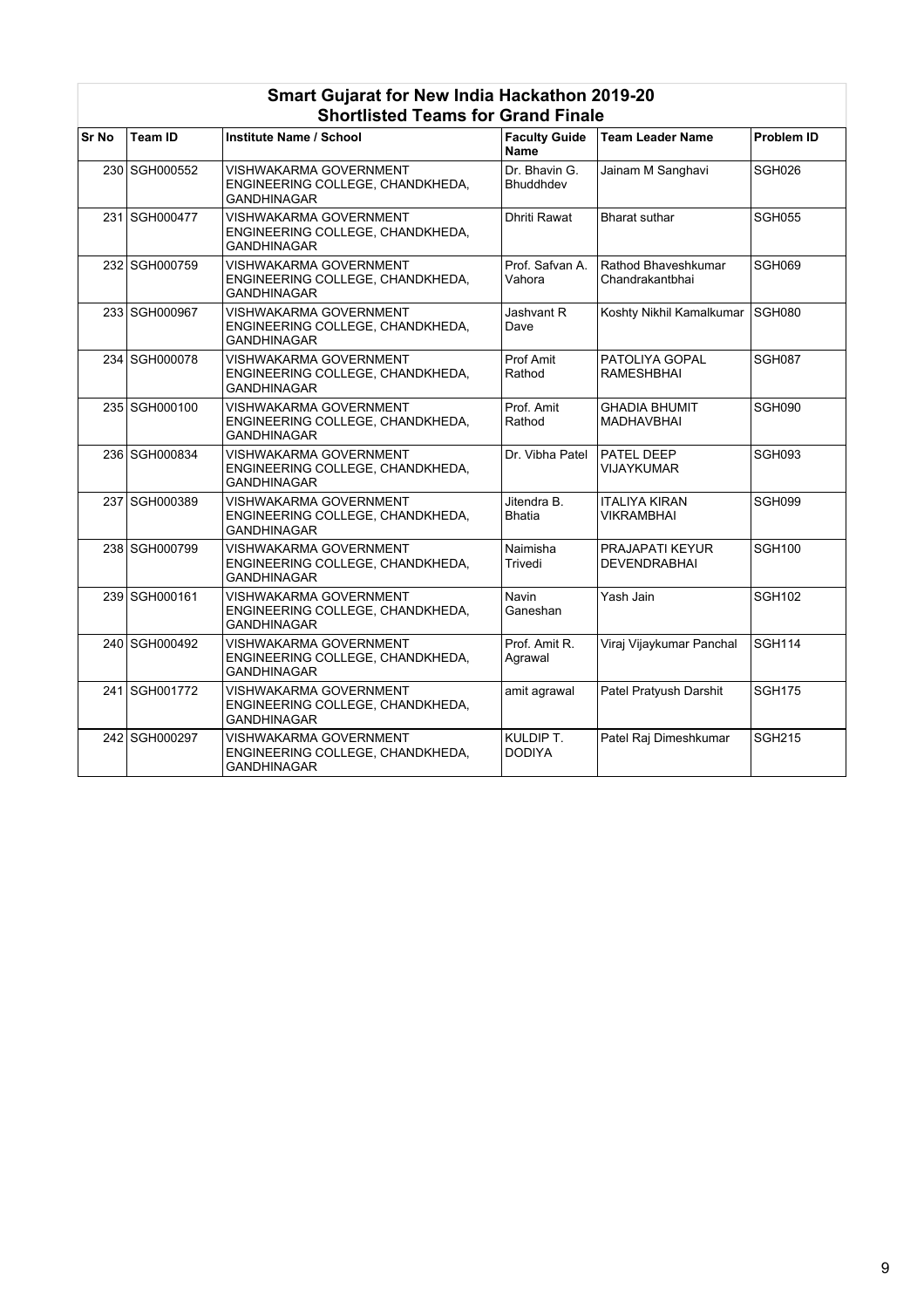## Smart Gujarat for New India Hackathon 2019-20
### Shortlisted Teams for Grand Finale

| Sr No | Team ID | Institute Name / School | Faculty Guide Name | Team Leader Name | Problem ID |
|---|---|---|---|---|---|
| 230 | SGH000552 | VISHWAKARMA GOVERNMENT ENGINEERING COLLEGE, CHANDKHEDA, GANDHINAGAR | Dr. Bhavin G. Bhuddhdev | Jainam M Sanghavi | SGH026 |
| 231 | SGH000477 | VISHWAKARMA GOVERNMENT ENGINEERING COLLEGE, CHANDKHEDA, GANDHINAGAR | Dhriti Rawat | Bharat suthar | SGH055 |
| 232 | SGH000759 | VISHWAKARMA GOVERNMENT ENGINEERING COLLEGE, CHANDKHEDA, GANDHINAGAR | Prof. Safvan A. Vahora | Rathod Bhaveshkumar Chandrakantbhai | SGH069 |
| 233 | SGH000967 | VISHWAKARMA GOVERNMENT ENGINEERING COLLEGE, CHANDKHEDA, GANDHINAGAR | Jashvant R Dave | Koshty Nikhil Kamalkumar | SGH080 |
| 234 | SGH000078 | VISHWAKARMA GOVERNMENT ENGINEERING COLLEGE, CHANDKHEDA, GANDHINAGAR | Prof Amit Rathod | PATOLIYA GOPAL RAMESHBHAI | SGH087 |
| 235 | SGH000100 | VISHWAKARMA GOVERNMENT ENGINEERING COLLEGE, CHANDKHEDA, GANDHINAGAR | Prof. Amit Rathod | GHADIA BHUMIT MADHAVBHAI | SGH090 |
| 236 | SGH000834 | VISHWAKARMA GOVERNMENT ENGINEERING COLLEGE, CHANDKHEDA, GANDHINAGAR | Dr. Vibha Patel | PATEL DEEP VIJAYKUMAR | SGH093 |
| 237 | SGH000389 | VISHWAKARMA GOVERNMENT ENGINEERING COLLEGE, CHANDKHEDA, GANDHINAGAR | Jitendra B. Bhatia | ITALIYA KIRAN VIKRAMBHAI | SGH099 |
| 238 | SGH000799 | VISHWAKARMA GOVERNMENT ENGINEERING COLLEGE, CHANDKHEDA, GANDHINAGAR | Naimisha Trivedi | PRAJAPATI KEYUR DEVENDRABHAI | SGH100 |
| 239 | SGH000161 | VISHWAKARMA GOVERNMENT ENGINEERING COLLEGE, CHANDKHEDA, GANDHINAGAR | Navin Ganeshan | Yash Jain | SGH102 |
| 240 | SGH000492 | VISHWAKARMA GOVERNMENT ENGINEERING COLLEGE, CHANDKHEDA, GANDHINAGAR | Prof. Amit R. Agrawal | Viraj Vijaykumar Panchal | SGH114 |
| 241 | SGH001772 | VISHWAKARMA GOVERNMENT ENGINEERING COLLEGE, CHANDKHEDA, GANDHINAGAR | amit agrawal | Patel Pratyush Darshit | SGH175 |
| 242 | SGH000297 | VISHWAKARMA GOVERNMENT ENGINEERING COLLEGE, CHANDKHEDA, GANDHINAGAR | KULDIP T. DODIYA | Patel Raj Dimeshkumar | SGH215 |